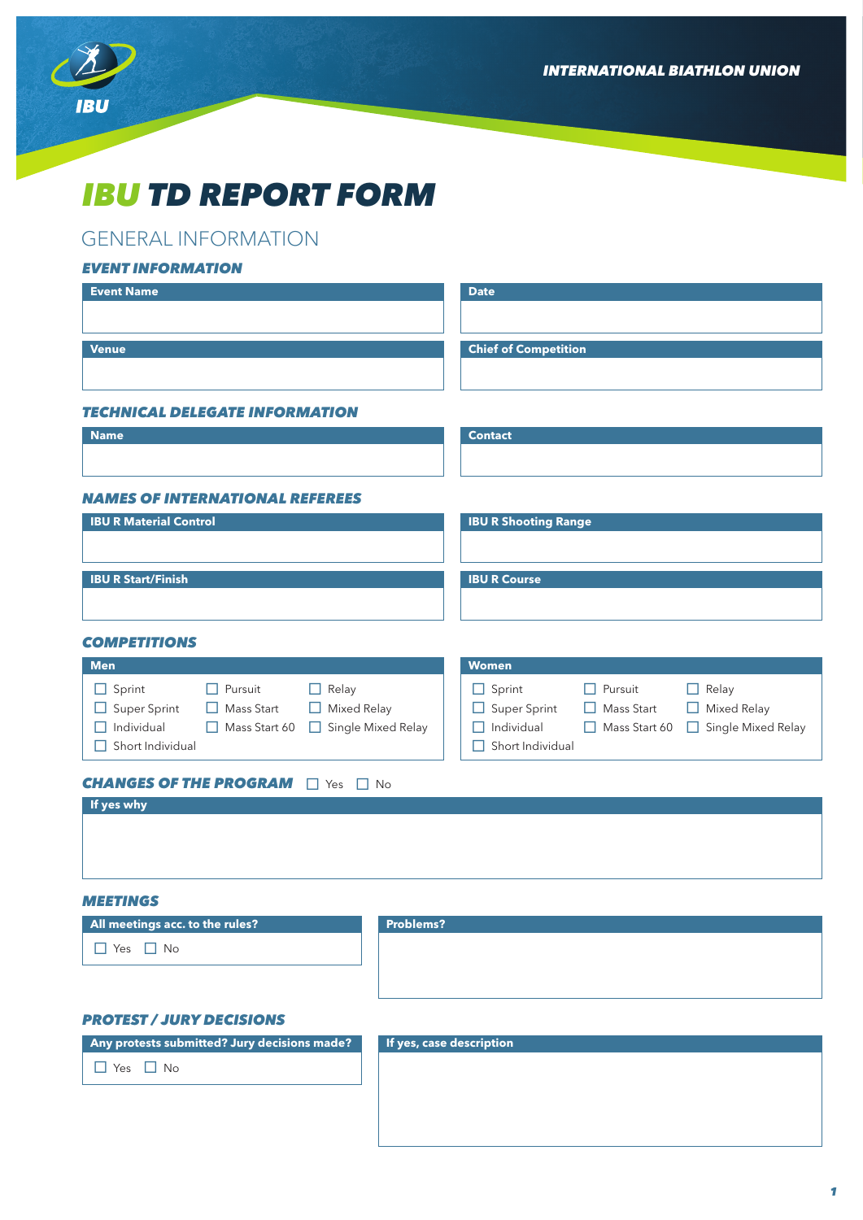INTERNATIONAL BIATHLON UNION

# IBU TD REPORT FORM

## GENERAL INFORMATION

### EVENT INFORMATION

| Event Name | Date |
|---|---|
| | |

| Venue | Chief of Competition |
|---|---|
| | |

### TECHNICAL DELEGATE INFORMATION

| Name | Contact |
|---|---|
| | |

### NAMES OF INTERNATIONAL REFEREES

| IBU R Material Control | IBU R Shooting Range |
|---|---|
| | |

| IBU R Start/Finish | IBU R Course |
|---|---|
| | |

### COMPETITIONS

**Men**

- ☐ Sprint
- ☐ Super Sprint
- ☐ Individual
- ☐ Short Individual
- ☐ Pursuit
- ☐ Mass Start
- ☐ Mass Start 60
- ☐ Relay
- ☐ Mixed Relay
- ☐ Single Mixed Relay

**Women**

- ☐ Sprint
- ☐ Super Sprint
- ☐ Individual
- ☐ Short Individual
- ☐ Pursuit
- ☐ Mass Start
- ☐ Mass Start 60
- ☐ Relay
- ☐ Mixed Relay
- ☐ Single Mixed Relay

### CHANGES OF THE PROGRAM ☐ Yes ☐ No

| If yes why |
|---|
| |

### MEETINGS

| All meetings acc. to the rules? | Problems? |
|---|---|
| ☐ Yes ☐ No | |

### PROTEST / JURY DECISIONS

| Any protests submitted? Jury decisions made? | If yes, case description |
|---|---|
| ☐ Yes ☐ No | |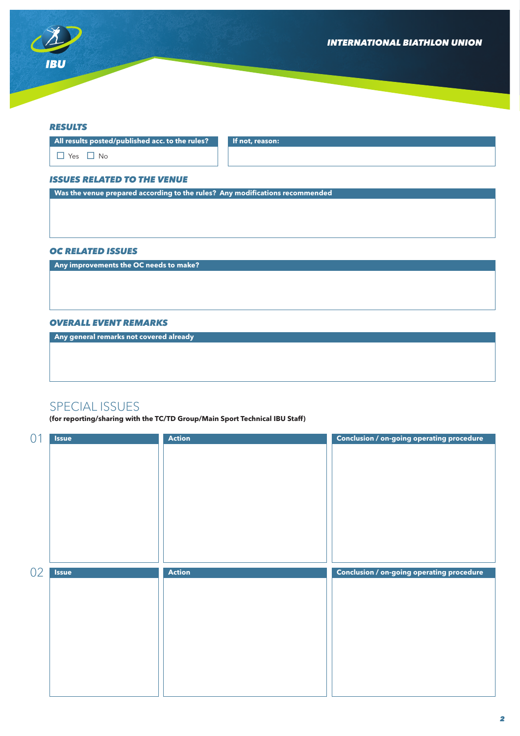### RESULTS

| All results posted/published acc. to the rules? | If not, reason: |
| --- | --- |
| ☐ Yes ☐ No | |

### ISSUES RELATED TO THE VENUE

| Was the venue prepared according to the rules? Any modifications recommended |
| --- |
| |

### OC RELATED ISSUES

| Any improvements the OC needs to make? |
| --- |
| |

### OVERALL EVENT REMARKS

| Any general remarks not covered already |
| --- |
| |

## SPECIAL ISSUES

**(for reporting/sharing with the TC/TD Group/Main Sport Technical IBU Staff)**

| | Issue | Action | Conclusion / on-going operating procedure |
| --- | --- | --- | --- |
| 01 | | | |
| 02 | | | |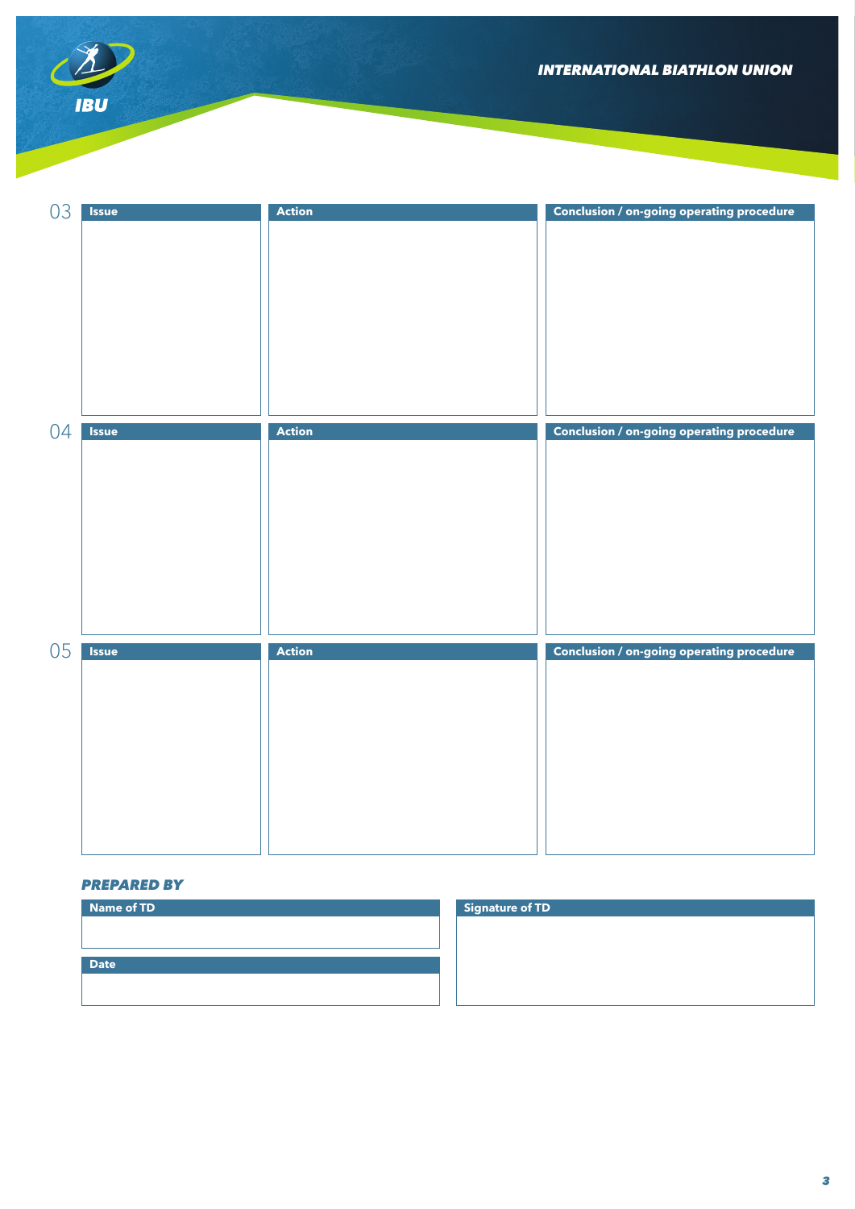INTERNATIONAL BIATHLON UNION

| | Issue | Action | Conclusion / on-going operating procedure |
|---|---|---|---|
| 03 | | | |
| 04 | | | |
| 05 | | | |

***PREPARED BY***

| Name of TD | Signature of TD |
|---|---|
| | |

| Date |
|---|
| |